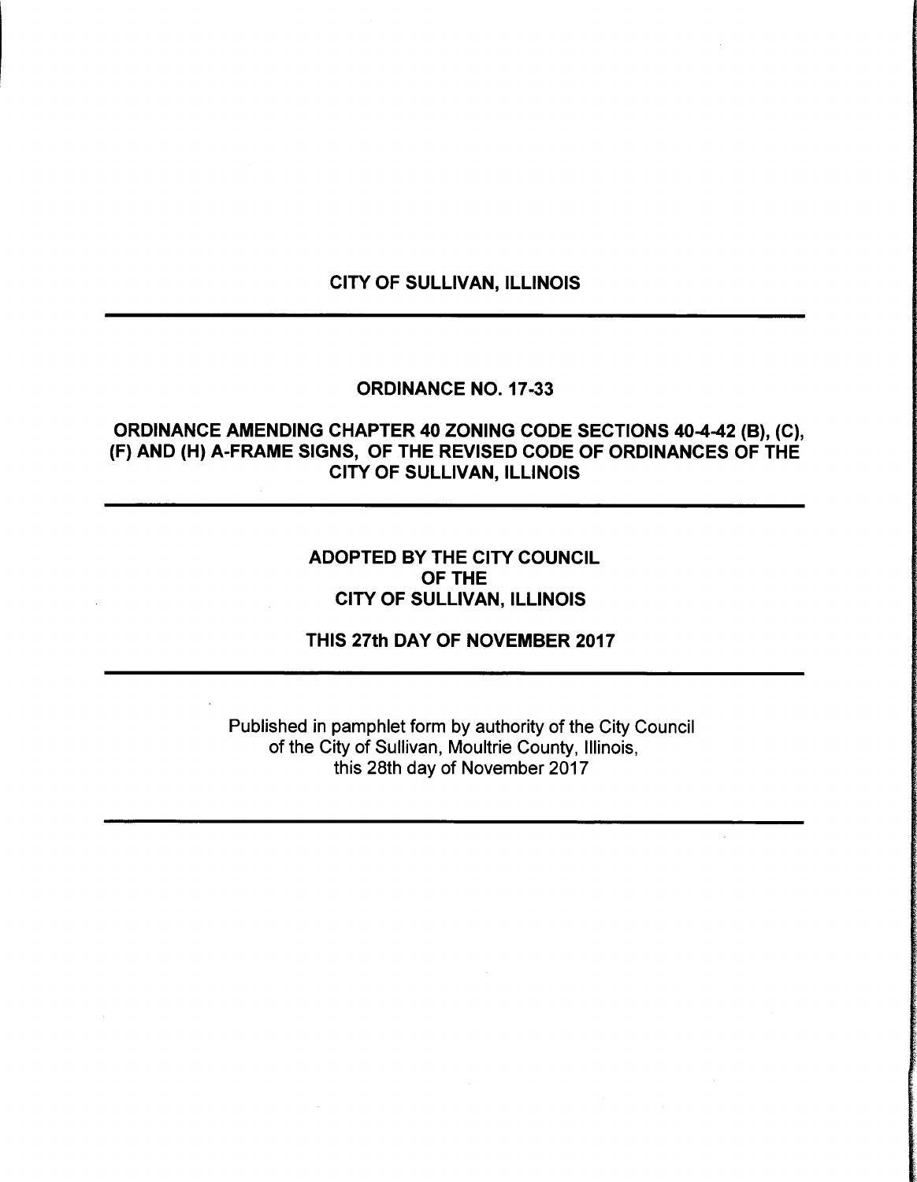# CITY OF SULLIVAN, ILLINOIS

---

## ORDINANCE NO. 17-33

## ORDINANCE AMENDING CHAPTER 40 ZONING CODE SECTIONS 40-4-42 (B), (C), (F) AND (H) A-FRAME SIGNS, OF THE REVISED CODE OF ORDINANCES OF THE CITY OF SULLIVAN, ILLINOIS

---

**ADOPTED BY THE CITY COUNCIL**
**OF THE**
**CITY OF SULLIVAN, ILLINOIS**

**THIS 27th DAY OF NOVEMBER 2017**

---

Published in pamphlet form by authority of the City Council of the City of Sullivan, Moultrie County, Illinois, this 28th day of November 2017

---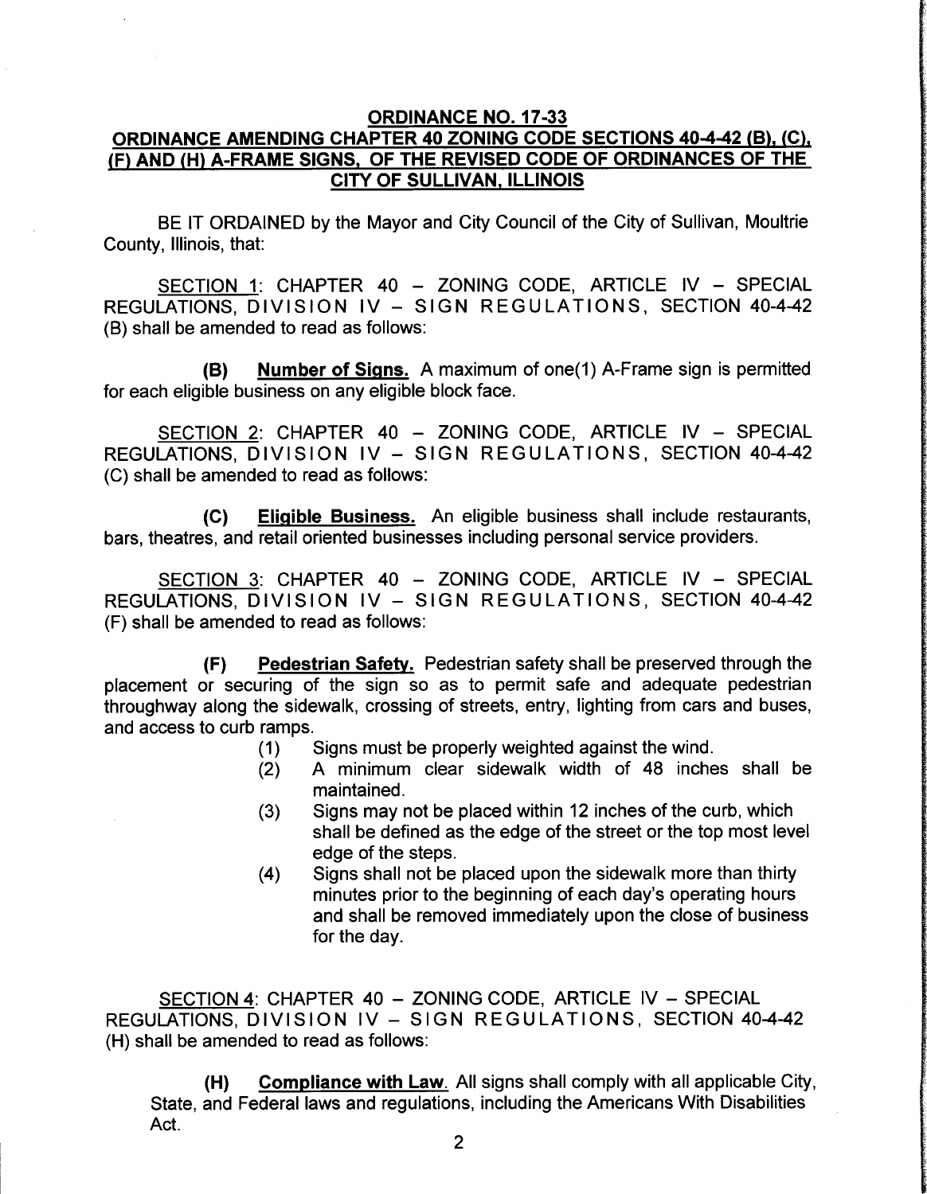# ORDINANCE NO. 17-33

## ORDINANCE AMENDING CHAPTER 40 ZONING CODE SECTIONS 40-4-42 (B), (C), (F) AND (H) A-FRAME SIGNS, OF THE REVISED CODE OF ORDINANCES OF THE CITY OF SULLIVAN, ILLINOIS

BE IT ORDAINED by the Mayor and City Council of the City of Sullivan, Moultrie County, Illinois, that:

SECTION 1: CHAPTER 40 – ZONING CODE, ARTICLE IV – SPECIAL REGULATIONS, DIVISION IV – SIGN REGULATIONS, SECTION 40-4-42 (B) shall be amended to read as follows:

**(B)** **Number of Signs.** A maximum of one(1) A-Frame sign is permitted for each eligible business on any eligible block face.

SECTION 2: CHAPTER 40 – ZONING CODE, ARTICLE IV – SPECIAL REGULATIONS, DIVISION IV – SIGN REGULATIONS, SECTION 40-4-42 (C) shall be amended to read as follows:

**(C)** **Eligible Business.** An eligible business shall include restaurants, bars, theatres, and retail oriented businesses including personal service providers.

SECTION 3: CHAPTER 40 – ZONING CODE, ARTICLE IV – SPECIAL REGULATIONS, DIVISION IV – SIGN REGULATIONS, SECTION 40-4-42 (F) shall be amended to read as follows:

**(F)** **Pedestrian Safety.** Pedestrian safety shall be preserved through the placement or securing of the sign so as to permit safe and adequate pedestrian throughway along the sidewalk, crossing of streets, entry, lighting from cars and buses, and access to curb ramps.

(1) Signs must be properly weighted against the wind.

(2) A minimum clear sidewalk width of 48 inches shall be maintained.

(3) Signs may not be placed within 12 inches of the curb, which shall be defined as the edge of the street or the top most level edge of the steps.

(4) Signs shall not be placed upon the sidewalk more than thirty minutes prior to the beginning of each day's operating hours and shall be removed immediately upon the close of business for the day.

SECTION 4: CHAPTER 40 – ZONING CODE, ARTICLE IV – SPECIAL REGULATIONS, DIVISION IV – SIGN REGULATIONS, SECTION 40-4-42 (H) shall be amended to read as follows:

**(H)** **Compliance with Law.** All signs shall comply with all applicable City, State, and Federal laws and regulations, including the Americans With Disabilities Act.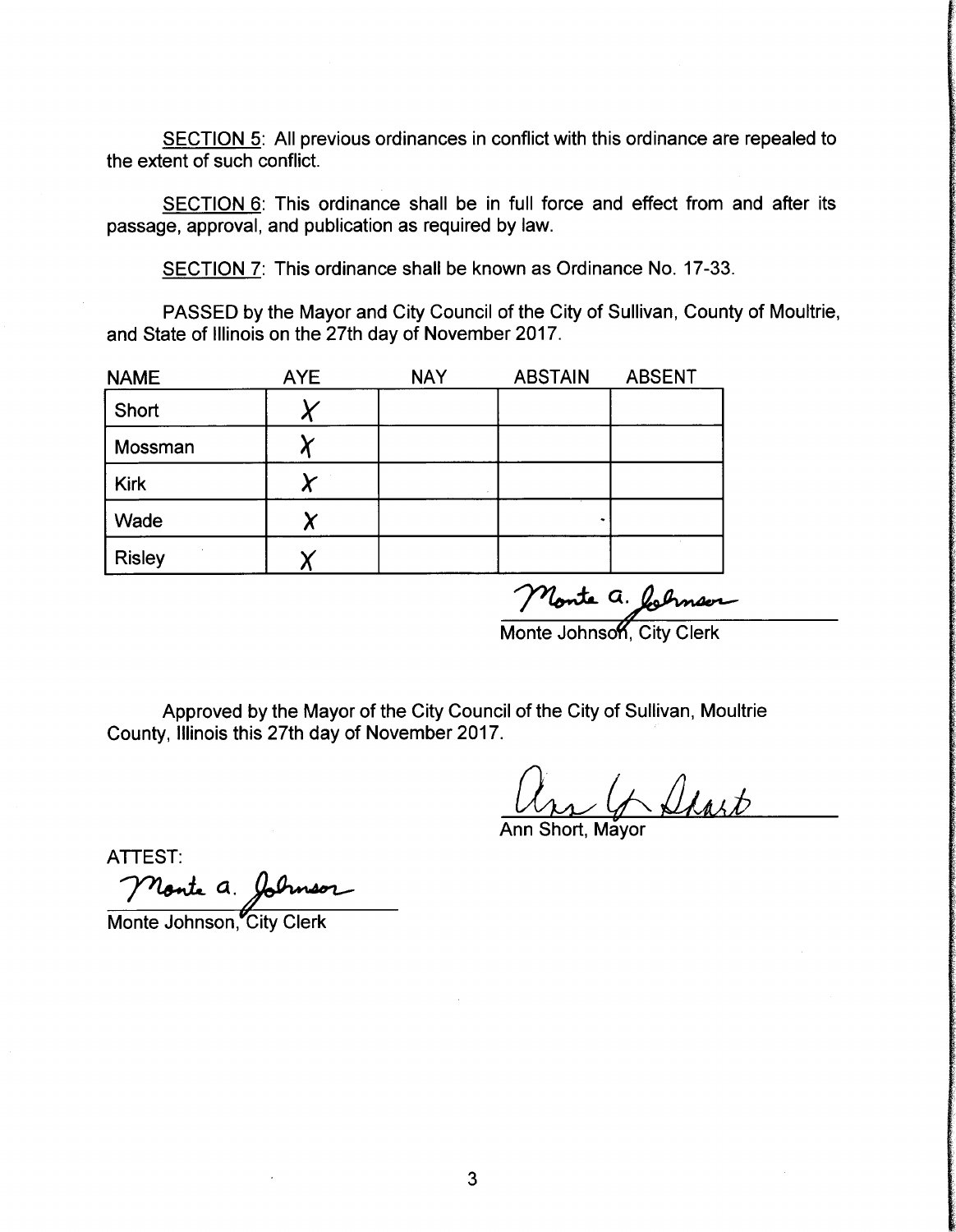SECTION 5: All previous ordinances in conflict with this ordinance are repealed to the extent of such conflict.

SECTION 6: This ordinance shall be in full force and effect from and after its passage, approval, and publication as required by law.

SECTION 7: This ordinance shall be known as Ordinance No. 17-33.

PASSED by the Mayor and City Council of the City of Sullivan, County of Moultrie, and State of Illinois on the 27th day of November 2017.

| NAME | AYE | NAY | ABSTAIN | ABSENT |
|---|---|---|---|---|
| Short | X | | | |
| Mossman | X | | | |
| Kirk | X | | | |
| Wade | X | | | |
| Risley | X | | | |

Monte a. Johnson
Monte Johnson, City Clerk

Approved by the Mayor of the City Council of the City of Sullivan, Moultrie County, Illinois this 27th day of November 2017.

Ann G. Short
Ann Short, Mayor

ATTEST:

Monte a. Johnson
Monte Johnson, City Clerk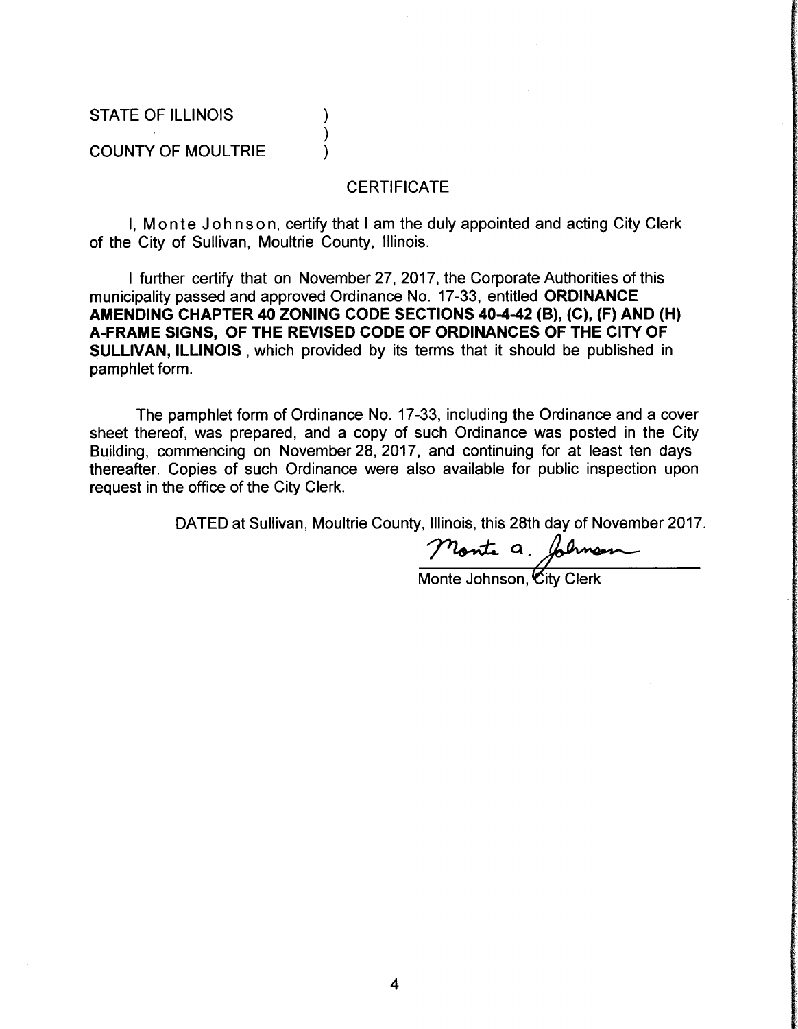STATE OF ILLINOIS )
)
COUNTY OF MOULTRIE )

## CERTIFICATE

I, Monte Johnson, certify that I am the duly appointed and acting City Clerk of the City of Sullivan, Moultrie County, Illinois.

I further certify that on November 27, 2017, the Corporate Authorities of this municipality passed and approved Ordinance No. 17-33, entitled **ORDINANCE AMENDING CHAPTER 40 ZONING CODE SECTIONS 40-4-42 (B), (C), (F) AND (H) A-FRAME SIGNS, OF THE REVISED CODE OF ORDINANCES OF THE CITY OF SULLIVAN, ILLINOIS**, which provided by its terms that it should be published in pamphlet form.

The pamphlet form of Ordinance No. 17-33, including the Ordinance and a cover sheet thereof, was prepared, and a copy of such Ordinance was posted in the City Building, commencing on November 28, 2017, and continuing for at least ten days thereafter. Copies of such Ordinance were also available for public inspection upon request in the office of the City Clerk.

DATED at Sullivan, Moultrie County, Illinois, this 28th day of November 2017.

Monte a. Johnson

Monte Johnson, City Clerk